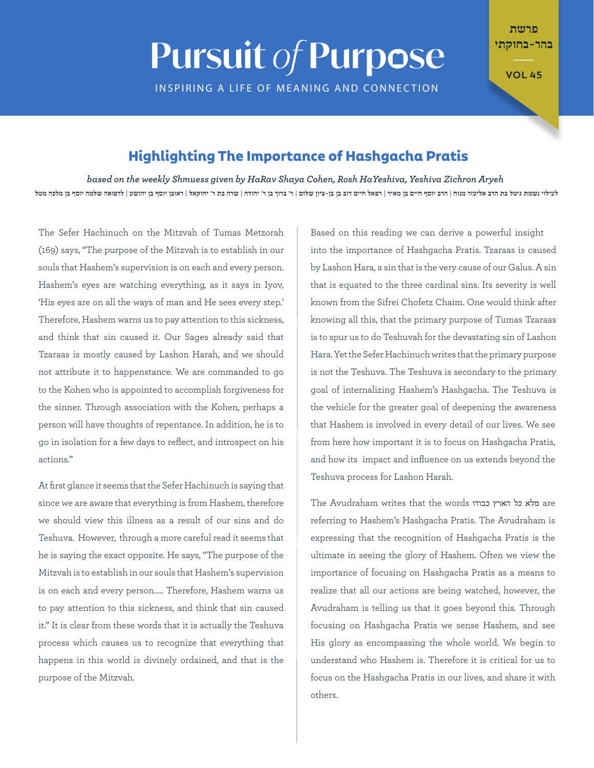# Pursuit of Purpose

INSPIRING A LIFE OF MEANING AND CONNECTION

פרשת בהר-בחוקתי

VOL 45

## Highlighting The Importance of Hashgacha Pratis

*based on the weekly Shmuess given by HaRav Shaya Cohen, Rosh HaYeshiva, Yeshiva Zichron Aryeh*

לעילוי נשמת גיטל בת הרב אליעזר מנוח | הרב יוסף חיים בן מאיר | רפאל חיים דוב בן בן-ציון שלום | ר' ברוך בן ר' יהודה | שרה בת ר' יחזקאל | ראובן יוסף בן יהושע | לרפואה שלמה יוסף בן מלכה מטל

The Sefer Hachinuch on the Mitzvah of Tumas Metzorah (169) says, "The purpose of the Mitzvah is to establish in our souls that Hashem's supervision is on each and every person. Hashem's eyes are watching everything, as it says in Iyov, 'His eyes are on all the ways of man and He sees every step.' Therefore, Hashem warns us to pay attention to this sickness, and think that sin caused it. Our Sages already said that Tzaraas is mostly caused by Lashon Harah, and we should not attribute it to happenstance. We are commanded to go to the Kohen who is appointed to accomplish forgiveness for the sinner. Through association with the Kohen, perhaps a person will have thoughts of repentance. In addition, he is to go in isolation for a few days to reflect, and introspect on his actions."

At first glance it seems that the Sefer Hachinuch is saying that since we are aware that everything is from Hashem, therefore we should view this illness as a result of our sins and do Teshuva. However, through a more careful read it seems that he is saying the exact opposite. He says, "The purpose of the Mitzvah is to establish in our souls that Hashem's supervision is on each and every person..... Therefore, Hashem warns us to pay attention to this sickness, and think that sin caused it." It is clear from these words that it is actually the Teshuva process which causes us to recognize that everything that happens in this world is divinely ordained, and that is the purpose of the Mitzvah.

Based on this reading we can derive a powerful insight into the importance of Hashgacha Pratis. Tzaraas is caused by Lashon Hara, a sin that is the very cause of our Galus. A sin that is equated to the three cardinal sins. Its severity is well known from the Sifrei Chofetz Chaim. One would think after knowing all this, that the primary purpose of Tumas Tzaraas is to spur us to do Teshuvah for the devastating sin of Lashon Hara. Yet the Sefer Hachinuch writes that the primary purpose is not the Teshuva. The Teshuva is secondary to the primary goal of internalizing Hashem's Hashgacha. The Teshuva is the vehicle for the greater goal of deepening the awareness that Hashem is involved in every detail of our lives. We see from here how important it is to focus on Hashgacha Pratis, and how its impact and influence on us extends beyond the Teshuva process for Lashon Harah.

The Avudraham writes that the words מלא כל הארץ כבודו are referring to Hashem's Hashgacha Pratis. The Avudraham is expressing that the recognition of Hashgacha Pratis is the ultimate in seeing the glory of Hashem. Often we view the importance of focusing on Hashgacha Pratis as a means to realize that all our actions are being watched, however, the Avudraham is telling us that it goes beyond this. Through focusing on Hashgacha Pratis we sense Hashem, and see His glory as encompassing the whole world. We begin to understand who Hashem is. Therefore it is critical for us to focus on the Hashgacha Pratis in our lives, and share it with others.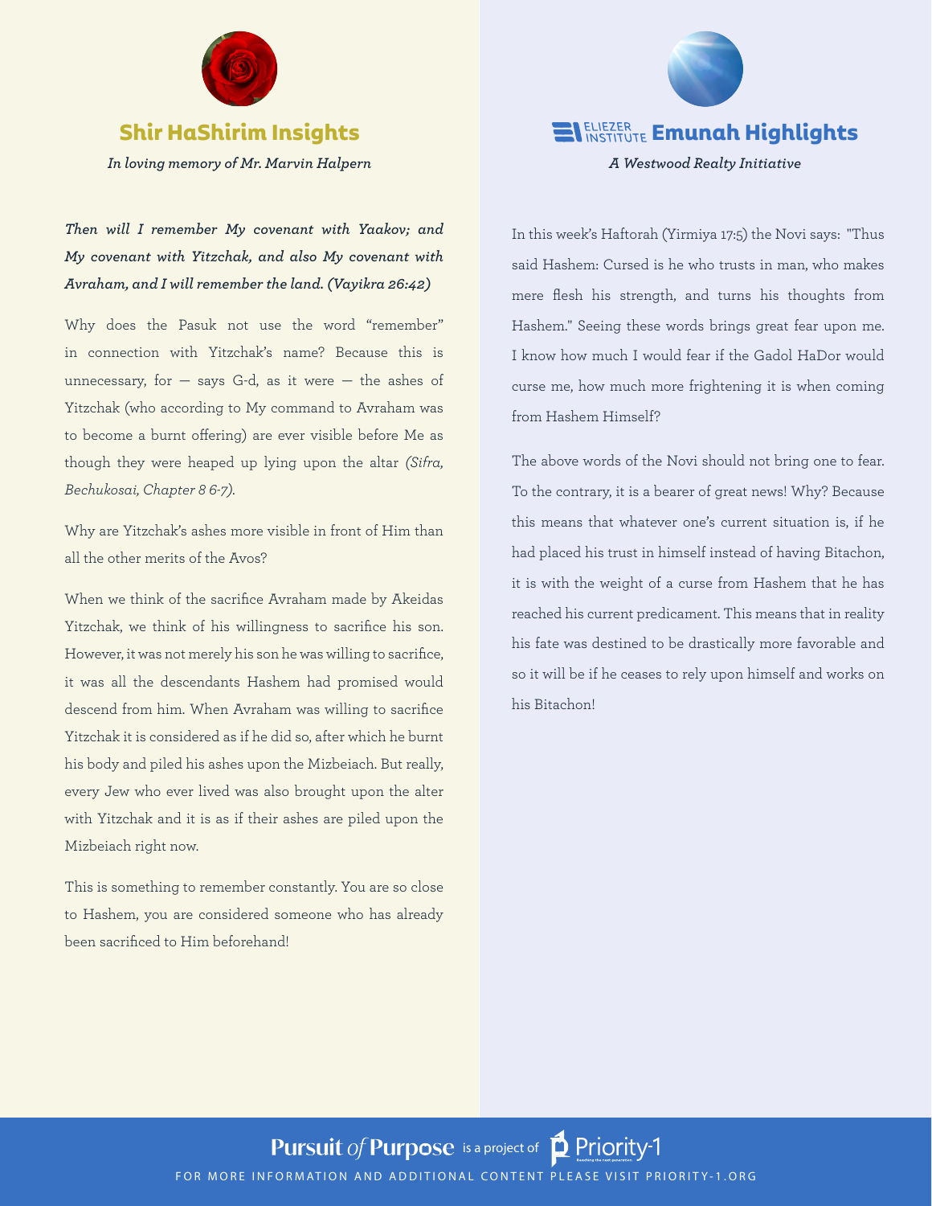## Shir HaShirim Insights

*In loving memory of Mr. Marvin Halpern*

***Then will I remember My covenant with Yaakov; and My covenant with Yitzchak, and also My covenant with Avraham, and I will remember the land. (Vayikra 26:42)***

Why does the Pasuk not use the word "remember" in connection with Yitzchak's name? Because this is unnecessary, for — says G-d, as it were — the ashes of Yitzchak (who according to My command to Avraham was to become a burnt offering) are ever visible before Me as though they were heaped up lying upon the altar *(Sifra, Bechukosai, Chapter 8 6-7)*.

Why are Yitzchak's ashes more visible in front of Him than all the other merits of the Avos?

When we think of the sacrifice Avraham made by Akeidas Yitzchak, we think of his willingness to sacrifice his son. However, it was not merely his son he was willing to sacrifice, it was all the descendants Hashem had promised would descend from him. When Avraham was willing to sacrifice Yitzchak it is considered as if he did so, after which he burnt his body and piled his ashes upon the Mizbeiach. But really, every Jew who ever lived was also brought upon the alter with Yitzchak and it is as if their ashes are piled upon the Mizbeiach right now.

This is something to remember constantly. You are so close to Hashem, you are considered someone who has already been sacrificed to Him beforehand!

## Eliezer Institute Emunah Highlights

*A Westwood Realty Initiative*

In this week's Haftorah (Yirmiya 17:5) the Novi says: "Thus said Hashem: Cursed is he who trusts in man, who makes mere flesh his strength, and turns his thoughts from Hashem." Seeing these words brings great fear upon me. I know how much I would fear if the Gadol HaDor would curse me, how much more frightening it is when coming from Hashem Himself?

The above words of the Novi should not bring one to fear. To the contrary, it is a bearer of great news! Why? Because this means that whatever one's current situation is, if he had placed his trust in himself instead of having Bitachon, it is with the weight of a curse from Hashem that he has reached his current predicament. This means that in reality his fate was destined to be drastically more favorable and so it will be if he ceases to rely upon himself and works on his Bitachon!

**Pursuit *of* Purpose** is a project of Priority-1

FOR MORE INFORMATION AND ADDITIONAL CONTENT PLEASE VISIT PRIORITY-1.ORG